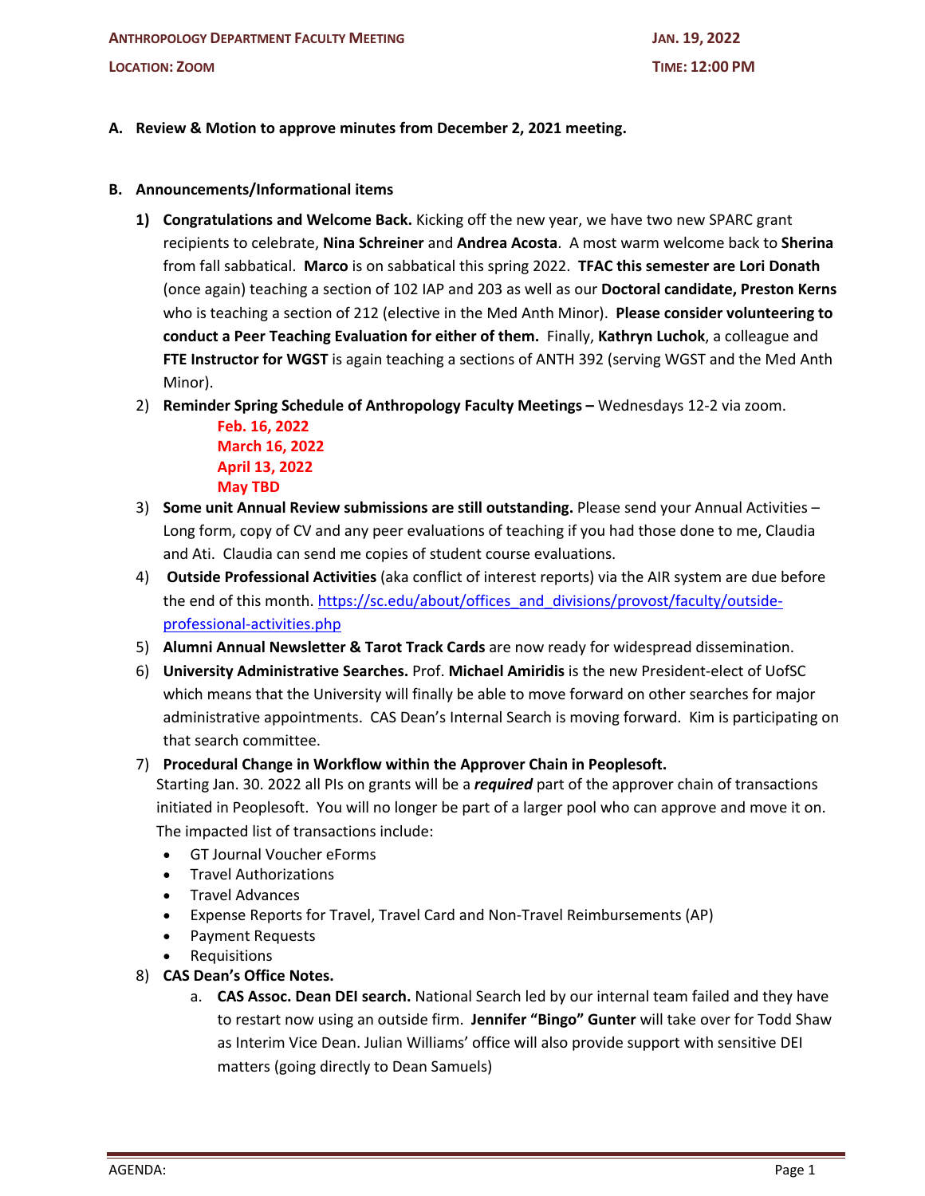**ANTHROPOLOGY DEPARTMENT FACULTY MEETING** | **JAN. 19, 2022**

**LOCATION: ZOOM** | **TIME: 12:00 PM**

**A. Review & Motion to approve minutes from December 2, 2021 meeting.**

**B. Announcements/Informational items**

1) **Congratulations and Welcome Back.** Kicking off the new year, we have two new SPARC grant recipients to celebrate, **Nina Schreiner** and **Andrea Acosta**. A most warm welcome back to **Sherina** from fall sabbatical. **Marco** is on sabbatical this spring 2022. **TFAC this semester are Lori Donath** (once again) teaching a section of 102 IAP and 203 as well as our **Doctoral candidate, Preston Kerns** who is teaching a section of 212 (elective in the Med Anth Minor). **Please consider volunteering to conduct a Peer Teaching Evaluation for either of them.** Finally, **Kathryn Luchok**, a colleague and **FTE Instructor for WGST** is again teaching a sections of ANTH 392 (serving WGST and the Med Anth Minor).

2) **Reminder Spring Schedule of Anthropology Faculty Meetings –** Wednesdays 12-2 via zoom.
   - **Feb. 16, 2022**
   - **March 16, 2022**
   - **April 13, 2022**
   - **May TBD**

3) **Some unit Annual Review submissions are still outstanding.** Please send your Annual Activities – Long form, copy of CV and any peer evaluations of teaching if you had those done to me, Claudia and Ati. Claudia can send me copies of student course evaluations.

4) **Outside Professional Activities** (aka conflict of interest reports) via the AIR system are due before the end of this month. https://sc.edu/about/offices_and_divisions/provost/faculty/outside-professional-activities.php

5) **Alumni Annual Newsletter & Tarot Track Cards** are now ready for widespread dissemination.

6) **University Administrative Searches.** Prof. **Michael Amiridis** is the new President-elect of UofSC which means that the University will finally be able to move forward on other searches for major administrative appointments. CAS Dean's Internal Search is moving forward. Kim is participating on that search committee.

7) **Procedural Change in Workflow within the Approver Chain in Peoplesoft.**
   Starting Jan. 30. 2022 all PIs on grants will be a ***required*** part of the approver chain of transactions initiated in Peoplesoft. You will no longer be part of a larger pool who can approve and move it on. The impacted list of transactions include:
   - GT Journal Voucher eForms
   - Travel Authorizations
   - Travel Advances
   - Expense Reports for Travel, Travel Card and Non-Travel Reimbursements (AP)
   - Payment Requests
   - Requisitions

8) **CAS Dean's Office Notes.**
   a. **CAS Assoc. Dean DEI search.** National Search led by our internal team failed and they have to restart now using an outside firm. **Jennifer "Bingo" Gunter** will take over for Todd Shaw as Interim Vice Dean. Julian Williams' office will also provide support with sensitive DEI matters (going directly to Dean Samuels)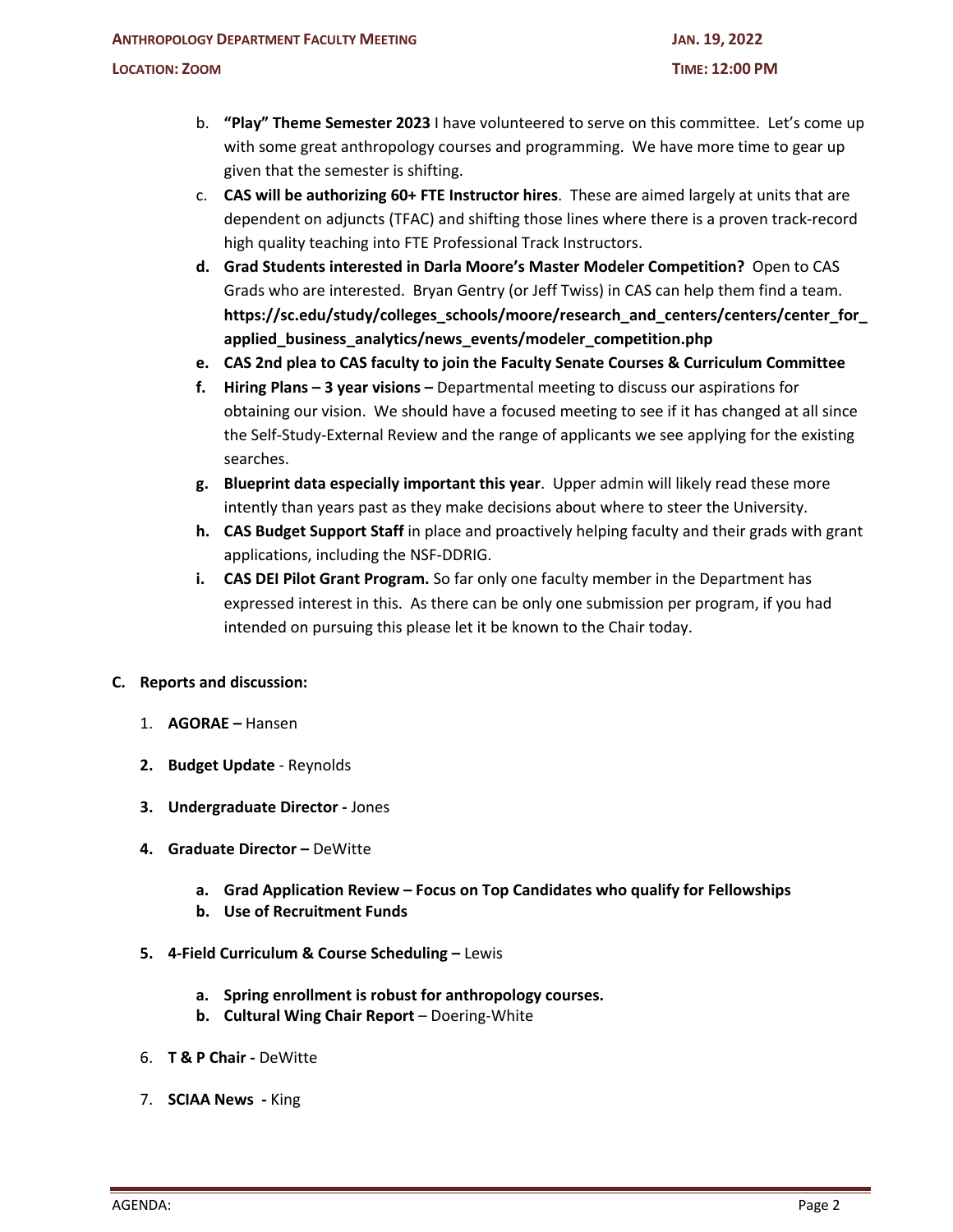b. **"Play" Theme Semester 2023** I have volunteered to serve on this committee. Let's come up with some great anthropology courses and programming. We have more time to gear up given that the semester is shifting.

c. **CAS will be authorizing 60+ FTE Instructor hires**. These are aimed largely at units that are dependent on adjuncts (TFAC) and shifting those lines where there is a proven track-record high quality teaching into FTE Professional Track Instructors.

d. **Grad Students interested in Darla Moore's Master Modeler Competition?** Open to CAS Grads who are interested. Bryan Gentry (or Jeff Twiss) in CAS can help them find a team. **https://sc.edu/study/colleges_schools/moore/research_and_centers/centers/center_for_applied_business_analytics/news_events/modeler_competition.php**

e. **CAS 2nd plea to CAS faculty to join the Faculty Senate Courses & Curriculum Committee**

f. **Hiring Plans – 3 year visions –** Departmental meeting to discuss our aspirations for obtaining our vision. We should have a focused meeting to see if it has changed at all since the Self-Study-External Review and the range of applicants we see applying for the existing searches.

g. **Blueprint data especially important this year**. Upper admin will likely read these more intently than years past as they make decisions about where to steer the University.

h. **CAS Budget Support Staff** in place and proactively helping faculty and their grads with grant applications, including the NSF-DDRIG.

i. **CAS DEI Pilot Grant Program.** So far only one faculty member in the Department has expressed interest in this. As there can be only one submission per program, if you had intended on pursuing this please let it be known to the Chair today.

**C. Reports and discussion:**

1. **AGORAE –** Hansen

2. **Budget Update** - Reynolds

3. **Undergraduate Director -** Jones

4. **Graduate Director –** DeWitte

   a. **Grad Application Review – Focus on Top Candidates who qualify for Fellowships**
   b. **Use of Recruitment Funds**

5. **4-Field Curriculum & Course Scheduling –** Lewis

   a. **Spring enrollment is robust for anthropology courses.**
   b. **Cultural Wing Chair Report** – Doering-White

6. **T & P Chair -** DeWitte

7. **SCIAA News -** King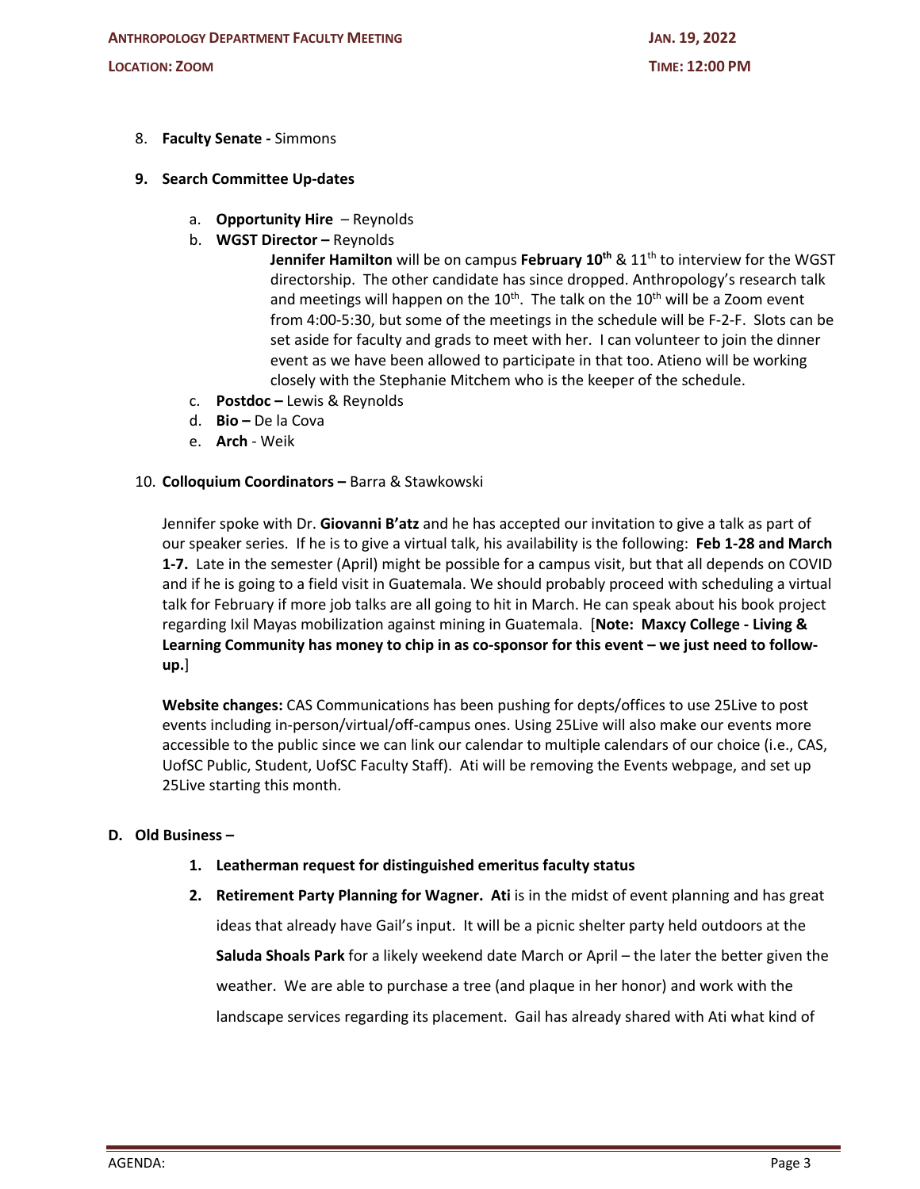8. **Faculty Senate -** Simmons

9. **Search Committee Up-dates**

    a. **Opportunity Hire** – Reynolds

    b. **WGST Director –** Reynolds

    **Jennifer Hamilton** will be on campus **February 10th** & 11th to interview for the WGST directorship. The other candidate has since dropped. Anthropology's research talk and meetings will happen on the 10th. The talk on the 10th will be a Zoom event from 4:00-5:30, but some of the meetings in the schedule will be F-2-F. Slots can be set aside for faculty and grads to meet with her. I can volunteer to join the dinner event as we have been allowed to participate in that too. Atieno will be working closely with the Stephanie Mitchem who is the keeper of the schedule.

    c. **Postdoc –** Lewis & Reynolds

    d. **Bio –** De la Cova

    e. **Arch** - Weik

10. **Colloquium Coordinators –** Barra & Stawkowski

    Jennifer spoke with Dr. **Giovanni B'atz** and he has accepted our invitation to give a talk as part of our speaker series. If he is to give a virtual talk, his availability is the following: **Feb 1-28 and March 1-7.** Late in the semester (April) might be possible for a campus visit, but that all depends on COVID and if he is going to a field visit in Guatemala. We should probably proceed with scheduling a virtual talk for February if more job talks are all going to hit in March. He can speak about his book project regarding Ixil Mayas mobilization against mining in Guatemala. [**Note: Maxcy College - Living & Learning Community has money to chip in as co-sponsor for this event – we just need to follow-up.**]

    **Website changes:** CAS Communications has been pushing for depts/offices to use 25Live to post events including in-person/virtual/off-campus ones. Using 25Live will also make our events more accessible to the public since we can link our calendar to multiple calendars of our choice (i.e., CAS, UofSC Public, Student, UofSC Faculty Staff). Ati will be removing the Events webpage, and set up 25Live starting this month.

**D. Old Business –**

1. **Leatherman request for distinguished emeritus faculty status**

2. **Retirement Party Planning for Wagner. Ati** is in the midst of event planning and has great ideas that already have Gail's input. It will be a picnic shelter party held outdoors at the **Saluda Shoals Park** for a likely weekend date March or April – the later the better given the weather. We are able to purchase a tree (and plaque in her honor) and work with the landscape services regarding its placement. Gail has already shared with Ati what kind of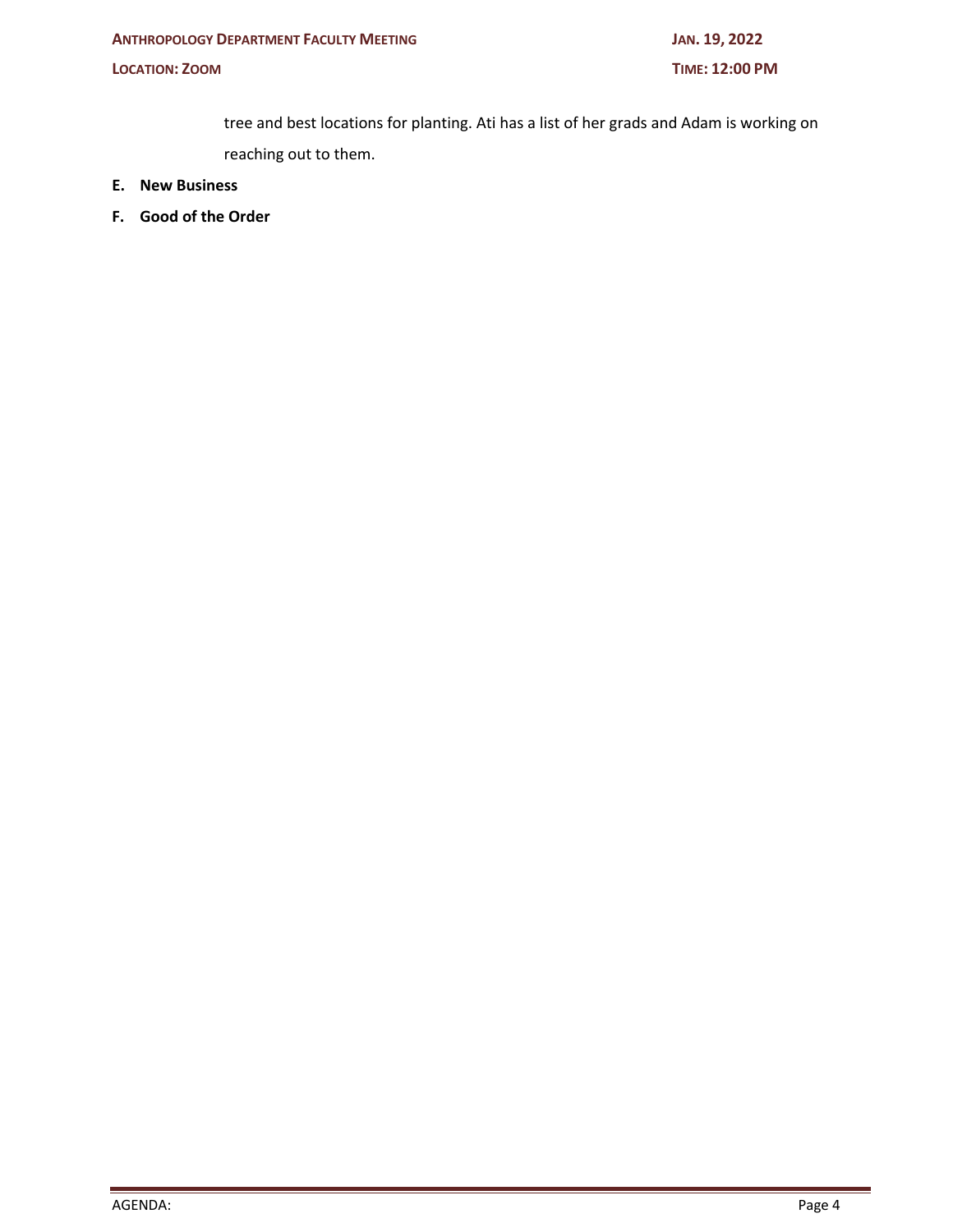tree and best locations for planting. Ati has a list of her grads and Adam is working on reaching out to them.

**E. New Business**

**F. Good of the Order**